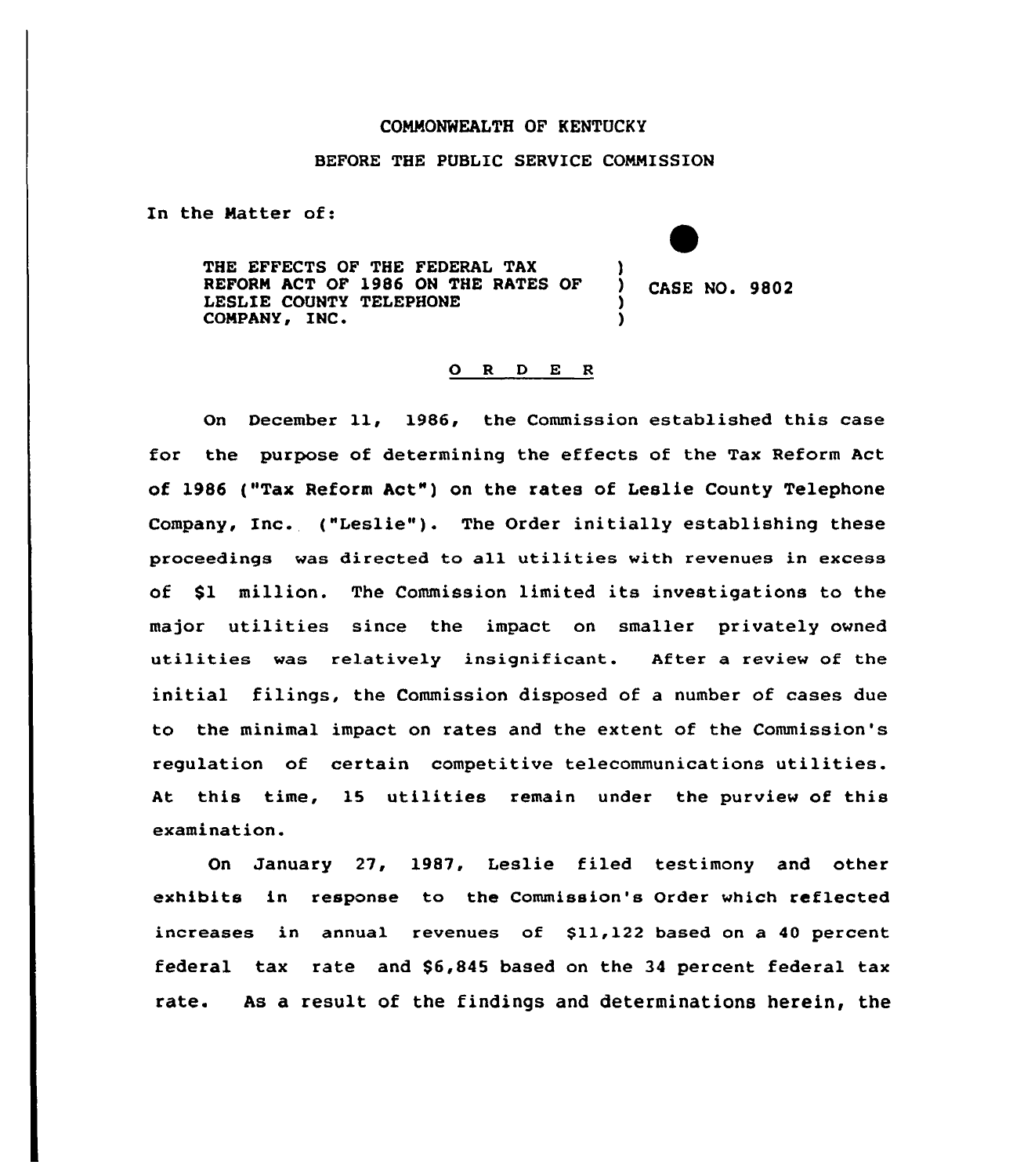COMMONWEALTH OF KENTUCKY

BEFORE THE PUBLIC SERVICE COMMISSION

In the Matter of:

THE EFFECTS OF THE FEDERAL TAX REFORM ACT OF 1986 ON THE RATES OF LESLIE COUNTY TELEPHONE COMPANY, INC. ) CASE NO. 9802

## O R D E R

On December 11, 1986, the Commission established this case for the purpose of determining the effects of the Tax Reform Act of 1986 ("Tax Reform Act") on the rates of Leslie County Telephone Company, Inc. ("Leslie"). The Order initially establishing these proceedings was directed to all utilities with revenues in excess of $1 million. The Commission limited its investigations to the major utilities since the impact on smaller privately owned utilities was relatively insignificant. After a review of the initial filings, the Commission disposed of a number of cases due to the minimal impact on rates and the extent of the Commission's regulation of certain competitive telecommunications utilities. At this time, 15 utilities remain under the purview of this examination.

On January 27, 1987, Leslie filed testimony and other exhibits in response to the Commission's Order which reflected increases in annual revenues of $11,122 based on a 40 percent federal tax rate and $6,845 based on the 34 percent federal tax rate. As a result of the findings and determinations herein, the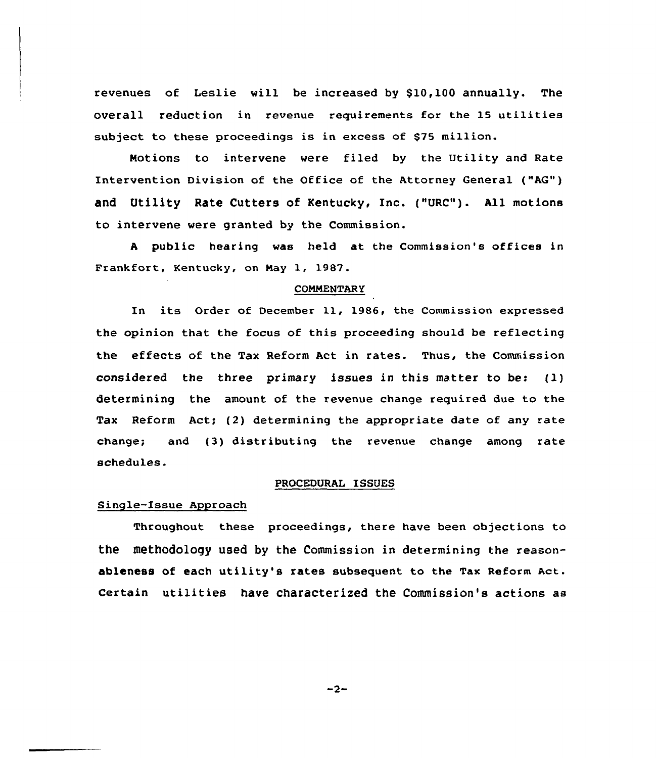revenues of Leslie will be increased by $10,100 annually. The overall reduction in revenue requirements for the 15 utilities subject to these proceedings is in excess of $75 million.

Motions to intervene were filed by the Utility and Rate Intervention Division of the Office of the Attorney General ("AG") and Utility Rate Cutters of Kentucky, Inc. ("URC"). All motions to intervene were granted by the Commission.

A public hearing was held at the Commission's offices in Frankfort, Kentucky, on May 1, 1987.

## COMMENTARY

In its Order of December 11, 1986, the Commission expressed the opinion that the focus of this proceeding should be reflecting the effects of the Tax Reform Act in rates. Thus, the Commission considered the three primary issues in this matter to be: (1) determining the amount of the revenue change required due to the Tax Reform Act; (2) determining the appropriate date of any rate change; and (3) distributing the revenue change among rate schedules.

## PROCEDURAL ISSUES

### Single-Issue Approach

Throughout these proceedings, there have been objections to the methodology used by the Commission in determining the reasonableness of each utility's rates subsequent to the Tax Reform Act. Certain utilities have characterized the Commission's actions as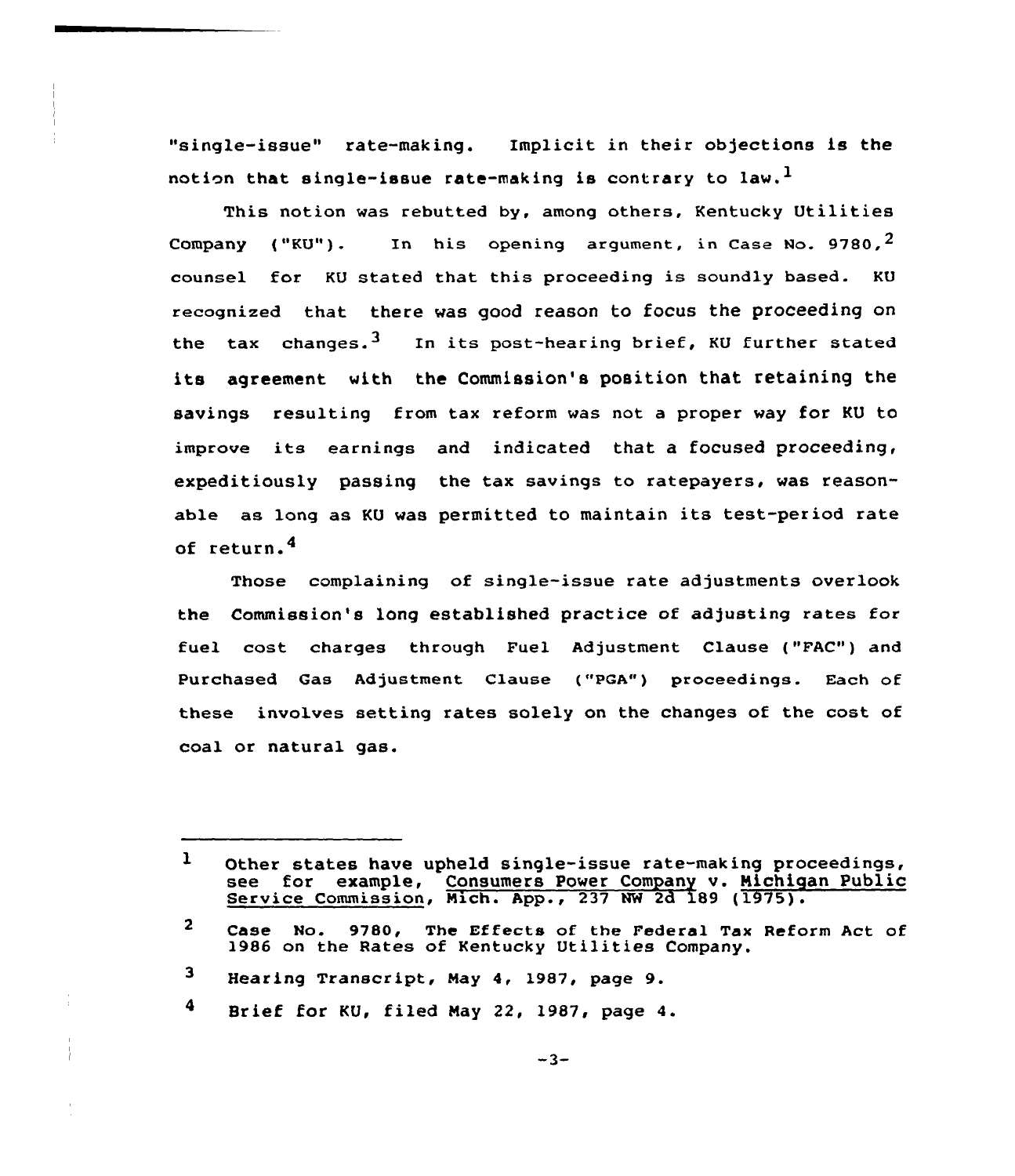"single-issue" rate-making. Implicit in their objections is the notion that single-issue rate-making is contrary to law.[1]

This notion was rebutted by, among others, Kentucky Utilities Company ("KU"). In his opening argument, in Case No. 9780,[2] counsel for KU stated that this proceeding is soundly based. KU recognized that there was good reason to focus the proceeding on the tax changes.[3] In its post-hearing brief, KU further stated its agreement with the Commission's position that retaining the savings resulting from tax reform was not a proper way for KU to improve its earnings and indicated that a focused proceeding, expeditiously passing the tax savings to ratepayers, was reasonable as long as KU was permitted to maintain its test-period rate of return.[4]

Those complaining of single-issue rate adjustments overlook the Commission's long established practice of adjusting rates for fuel cost charges through Fuel Adjustment Clause ("FAC") and Purchased Gas Adjustment Clause ("PGA") proceedings. Each of these involves setting rates solely on the changes of the cost of coal or natural gas.

---

1 Other states have upheld single-issue rate-making proceedings, see for example, Consumers Power Company v. Michigan Public Service Commission, Mich. App., 237 NW 2d 189 (1975).

2 Case No. 9780, The Effects of the Federal Tax Reform Act of 1986 on the Rates of Kentucky Utilities Company.

3 Hearing Transcript, May 4, 1987, page 9.

4 Brief for KU, filed May 22, 1987, page 4.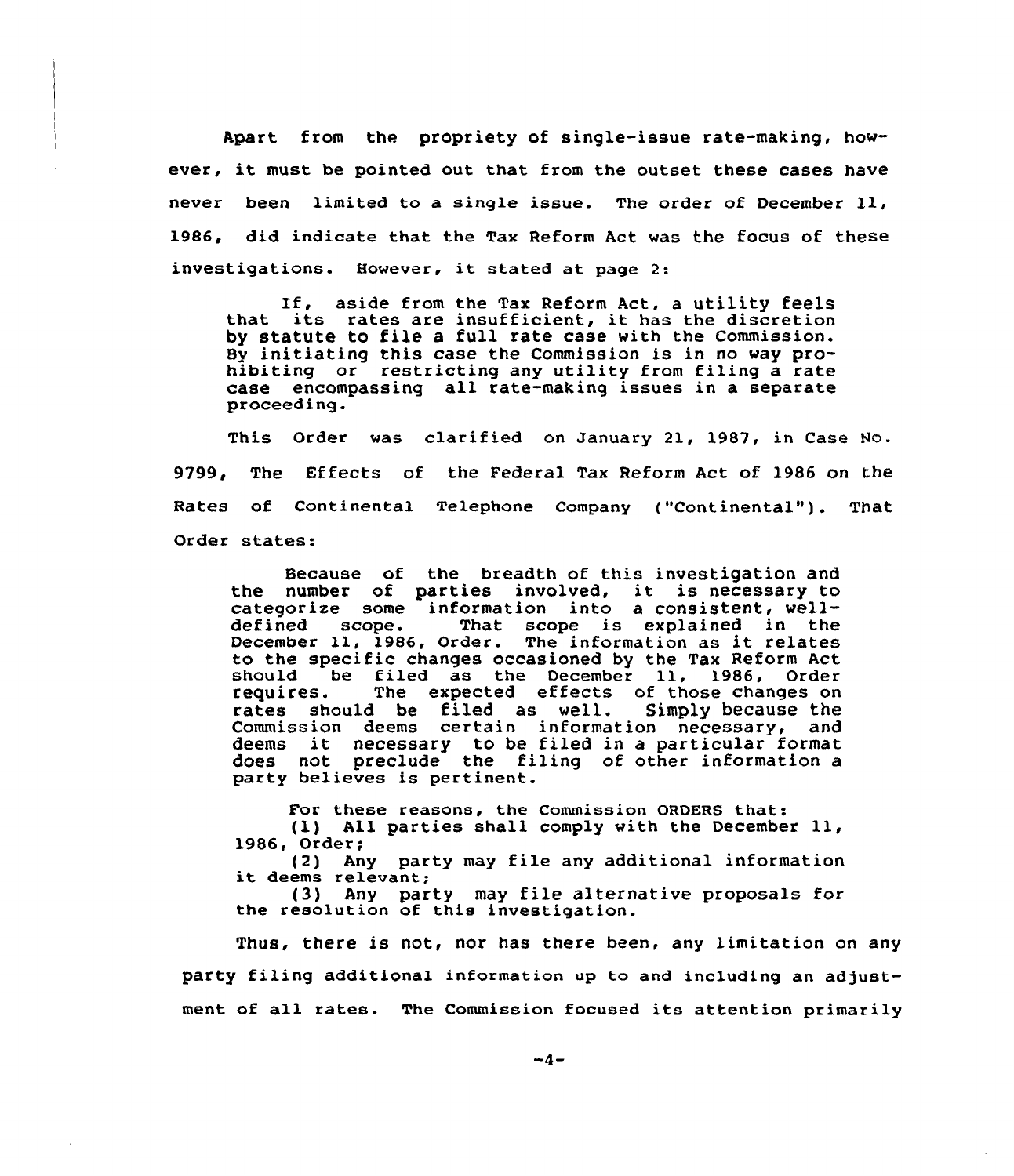Apart from the propriety of single-issue rate-making, however, it must be pointed out that from the outset these cases have never been limited to a single issue. The order of December 11, 1986, did indicate that the Tax Reform Act was the focus of these investigations. However, it stated at page 2:

> If, aside from the Tax Reform Act, a utility feels that its rates are insufficient, it has the discretion by statute to file a full rate case with the Commission. By initiating this case the Commission is in no way prohibiting or restricting any utility from filing a rate case encompassing all rate-making issues in a separate proceeding.

This Order was clarified on January 21, 1987, in Case No. 9799, The Effects of the Federal Tax Reform Act of 1986 on the Rates of Continental Telephone Company ("Continental"). That Order states:

> Because of the breadth of this investigation and the number of parties involved, it is necessary to categorize some information into a consistent, well-defined scope. That scope is explained in the December 11, 1986, Order. The information as it relates to the specific changes occasioned by the Tax Reform Act should be filed as the December 11, 1986, Order requires. The expected effects of those changes on rates should be filed as well. Simply because the Commission deems certain information necessary, and deems it necessary to be filed in a particular format does not preclude the filing of other information a party believes is pertinent.
>
> For these reasons, the Commission ORDERS that:
>
> (1) All parties shall comply with the December 11, 1986, Order;
>
> (2) Any party may file any additional information it deems relevant;
>
> (3) Any party may file alternative proposals for the resolution of this investigation.

Thus, there is not, nor has there been, any limitation on any party filing additional information up to and including an adjustment of all rates. The Commission focused its attention primarily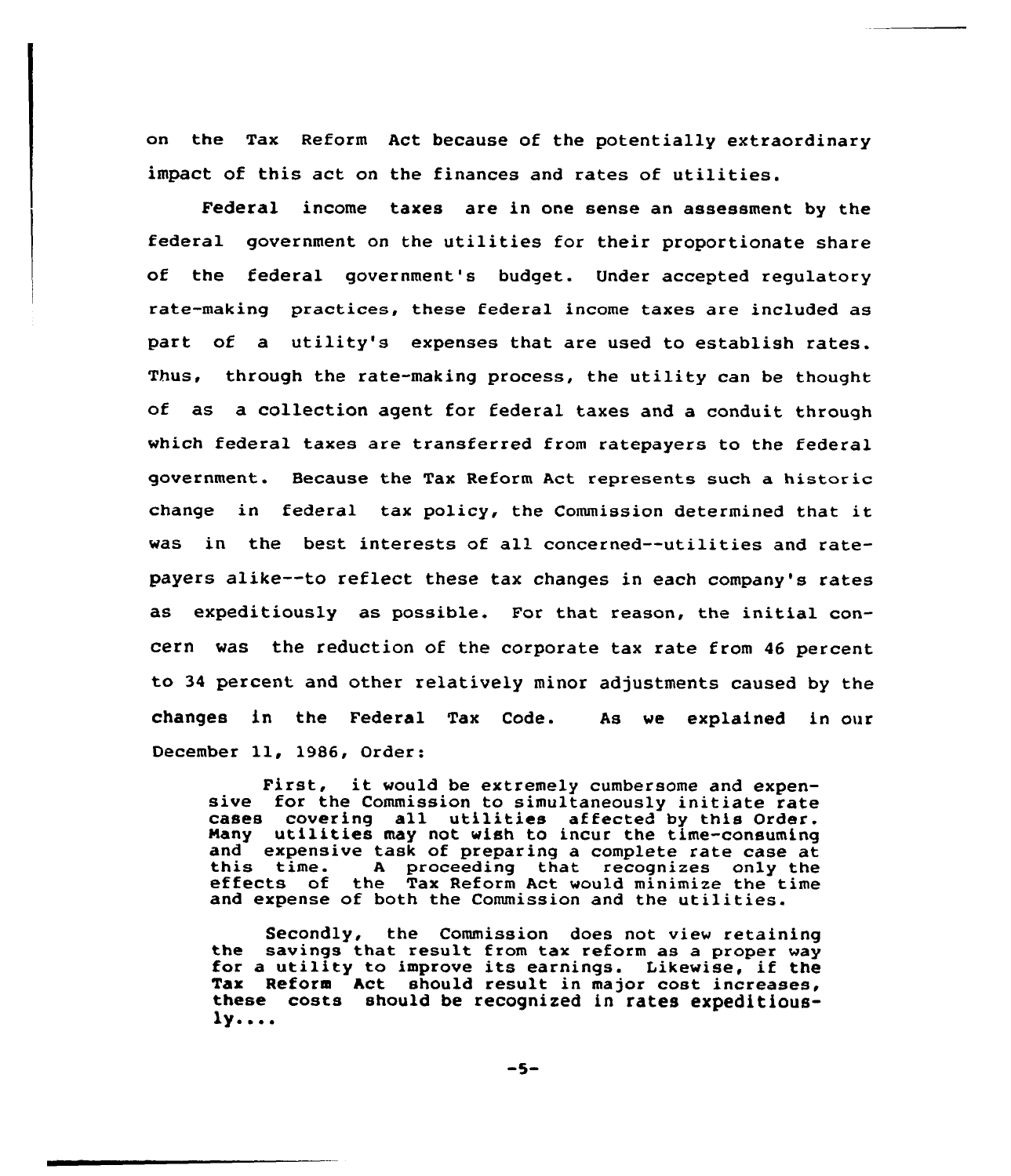on the Tax Reform Act because of the potentially extraordinary impact of this act on the finances and rates of utilities.

Federal income taxes are in one sense an assessment by the federal government on the utilities for their proportionate share of the federal government's budget. Under accepted regulatory rate-making practices, these federal income taxes are included as part of a utility's expenses that are used to establish rates. Thus, through the rate-making process, the utility can be thought of as a collection agent for federal taxes and a conduit through which federal taxes are transferred from ratepayers to the federal government. Because the Tax Reform Act represents such a historic change in federal tax policy, the Commission determined that it was in the best interests of all concerned--utilities and ratepayers alike--to reflect these tax changes in each company's rates as expeditiously as possible. For that reason, the initial concern was the reduction of the corporate tax rate from 46 percent to 34 percent and other relatively minor adjustments caused by the changes in the Federal Tax Code. As we explained in our December 11, 1986, Order:

> First, it would be extremely cumbersome and expensive for the Commission to simultaneously initiate rate cases covering all utilities affected by this Order. Many utilities may not wish to incur the time-consuming and expensive task of preparing a complete rate case at this time. A proceeding that recognizes only the effects of the Tax Reform Act would minimize the time and expense of both the Commission and the utilities.
>
> Secondly, the Commission does not view retaining the savings that result from tax reform as a proper way for a utility to improve its earnings. Likewise, if the Tax Reform Act should result in major cost increases, these costs should be recognized in rates expeditiously....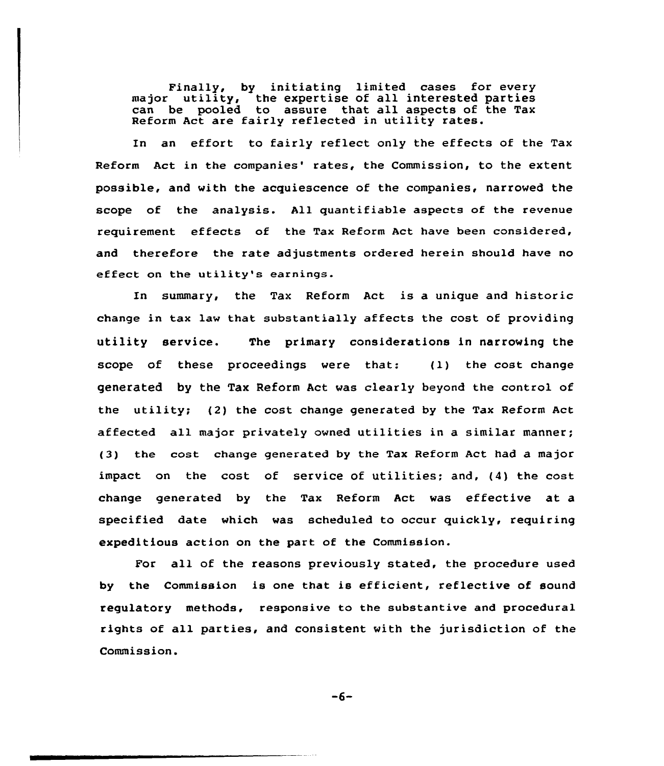> Finally, by initiating limited cases for every major utility, the expertise of all interested parties can be pooled to assure that all aspects of the Tax Reform Act are fairly reflected in utility rates.

In an effort to fairly reflect only the effects of the Tax Reform Act in the companies' rates, the Commission, to the extent possible, and with the acquiescence of the companies, narrowed the scope of the analysis. All quantifiable aspects of the revenue requirement effects of the Tax Reform Act have been considered, and therefore the rate adjustments ordered herein should have no effect on the utility's earnings.

In summary, the Tax Reform Act is a unique and historic change in tax law that substantially affects the cost of providing utility service. The primary considerations in narrowing the scope of these proceedings were that: (1) the cost change generated by the Tax Reform Act was clearly beyond the control of the utility; (2) the cost change generated by the Tax Reform Act affected all major privately owned utilities in a similar manner; (3) the cost change generated by the Tax Reform Act had a major impact on the cost of service of utilities; and, (4) the cost change generated by the Tax Reform Act was effective at a specified date which was scheduled to occur quickly, requiring expeditious action on the part of the Commission.

For all of the reasons previously stated, the procedure used by the Commission is one that is efficient, reflective of sound regulatory methods, responsive to the substantive and procedural rights of all parties, and consistent with the jurisdiction of the Commission.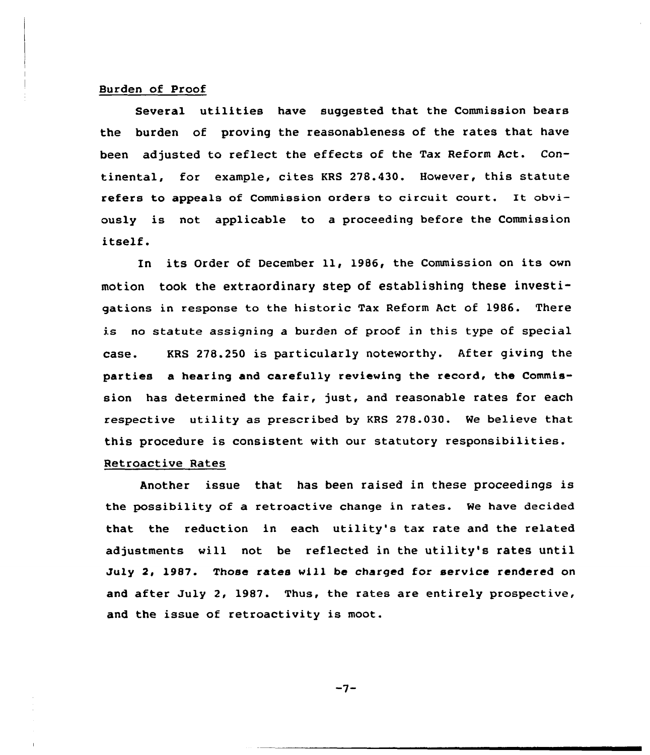Burden of Proof

Several utilities have suggested that the Commission bears the burden of proving the reasonableness of the rates that have been adjusted to reflect the effects of the Tax Reform Act. Continental, for example, cites KRS 278.430. However, this statute refers to appeals of Commission orders to circuit court. It obviously is not applicable to a proceeding before the Commission itself.

In its Order of December 11, 1986, the Commission on its own motion took the extraordinary step of establishing these investigations in response to the historic Tax Reform Act of 1986. There is no statute assigning a burden of proof in this type of special case. KRS 278.250 is particularly noteworthy. After giving the parties a hearing and carefully reviewing the record, the Commission has determined the fair, just, and reasonable rates for each respective utility as prescribed by KRS 278.030. We believe that this procedure is consistent with our statutory responsibilities.

Retroactive Rates

Another issue that has been raised in these proceedings is the possibility of a retroactive change in rates. We have decided that the reduction in each utility's tax rate and the related adjustments will not be reflected in the utility's rates until July 2, 1987. Those rates will be charged for service rendered on and after July 2, 1987. Thus, the rates are entirely prospective, and the issue of retroactivity is moot.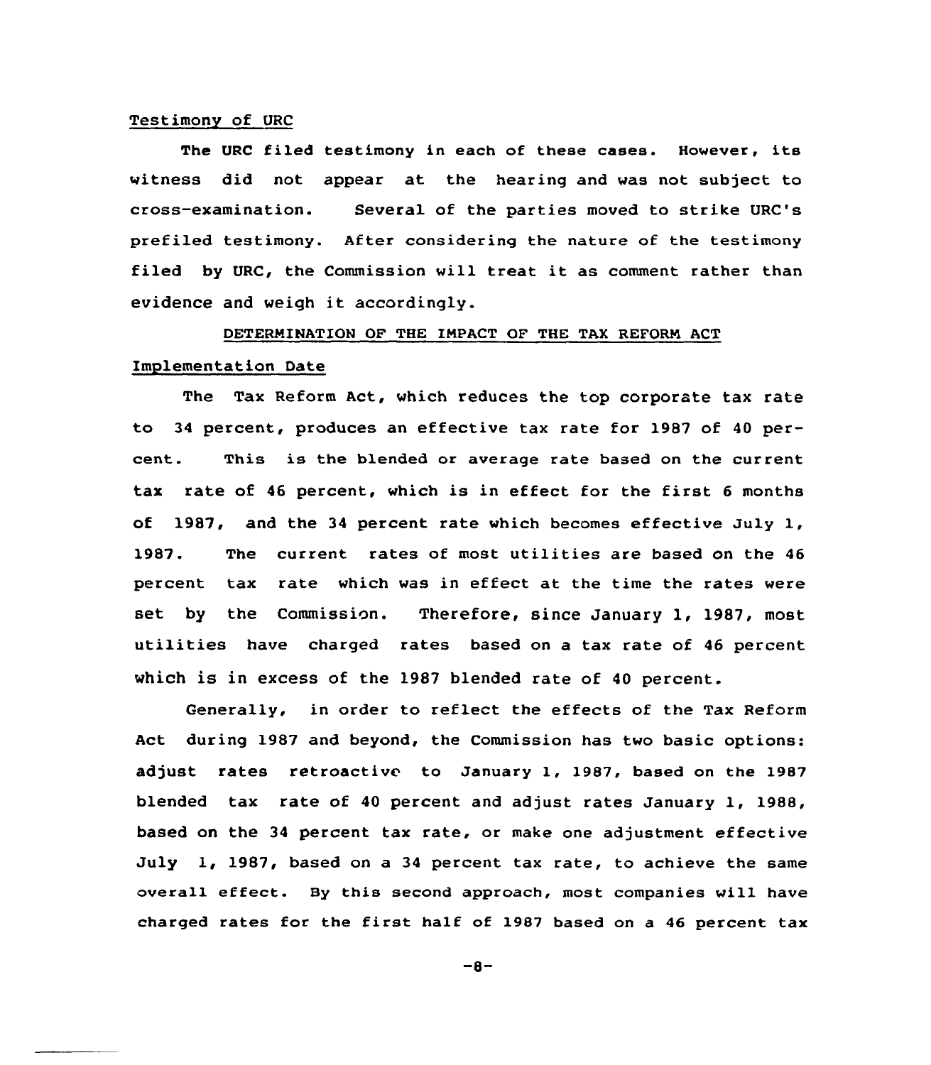Testimony of URC

The URC filed testimony in each of these cases. However, its witness did not appear at the hearing and was not subject to cross-examination. Several of the parties moved to strike URC's prefiled testimony. After considering the nature of the testimony filed by URC, the Commission will treat it as comment rather than evidence and weigh it accordingly.

## DETERMINATION OF THE IMPACT OF THE TAX REFORM ACT

Implementation Date

The Tax Reform Act, which reduces the top corporate tax rate to 34 percent, produces an effective tax rate for 1987 of 40 percent. This is the blended or average rate based on the current tax rate of 46 percent, which is in effect for the first 6 months of 1987, and the 34 percent rate which becomes effective July 1, 1987. The current rates of most utilities are based on the 46 percent tax rate which was in effect at the time the rates were set by the Commission. Therefore, since January 1, 1987, most utilities have charged rates based on a tax rate of 46 percent which is in excess of the 1987 blended rate of 40 percent.

Generally, in order to reflect the effects of the Tax Reform Act during 1987 and beyond, the Commission has two basic options: adjust rates retroactive to January 1, 1987, based on the 1987 blended tax rate of 40 percent and adjust rates January 1, 1988, based on the 34 percent tax rate, or make one adjustment effective July 1, 1987, based on a 34 percent tax rate, to achieve the same overall effect. By this second approach, most companies will have charged rates for the first half of 1987 based on a 46 percent tax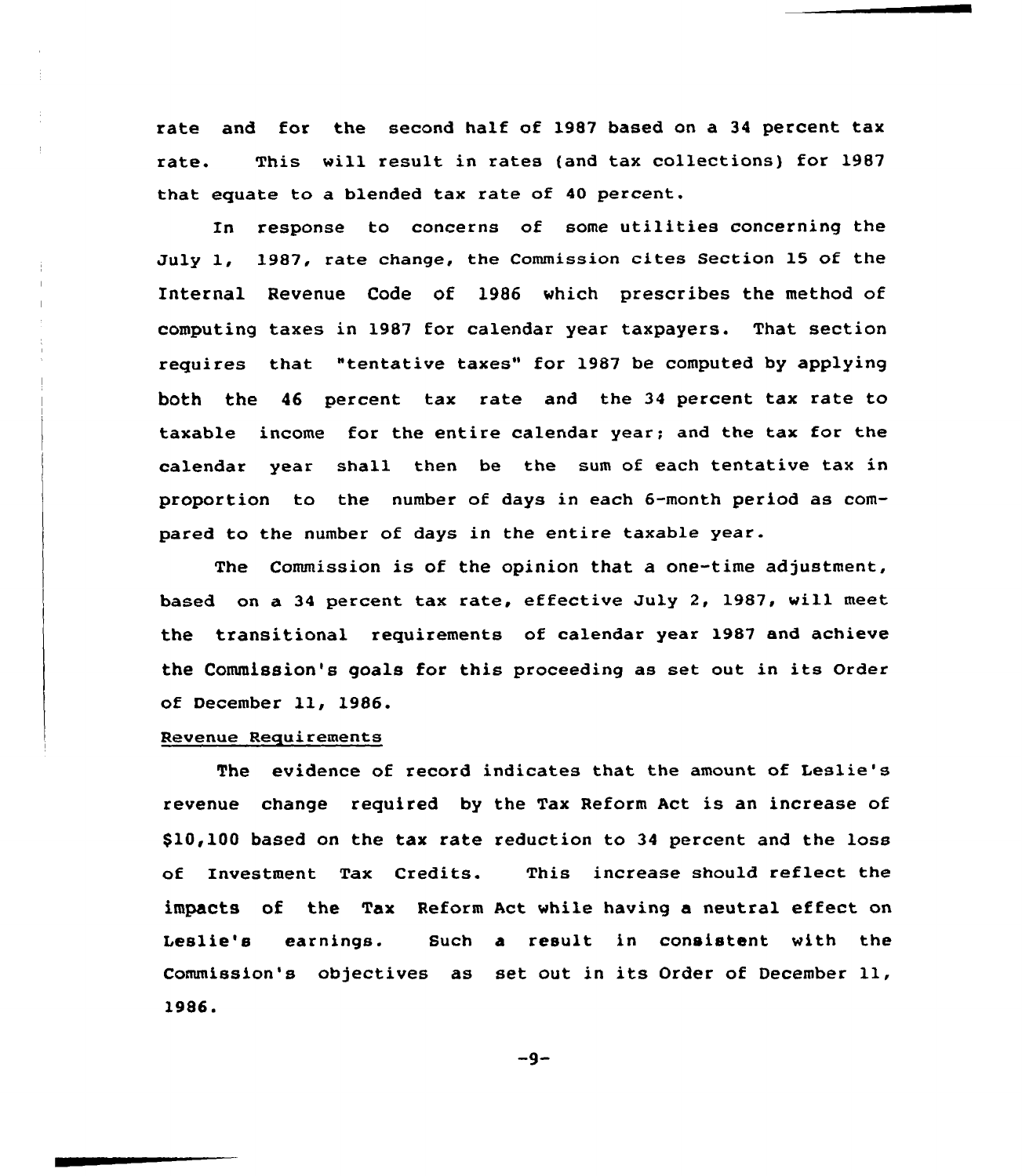rate and for the second half of 1987 based on a 34 percent tax rate. This will result in rates (and tax collections) for 1987 that equate to a blended tax rate of 40 percent.

In response to concerns of some utilities concerning the July 1, 1987, rate change, the Commission cites Section 15 of the Internal Revenue Code of 1986 which prescribes the method of computing taxes in 1987 for calendar year taxpayers. That section requires that "tentative taxes" for 1987 be computed by applying both the 46 percent tax rate and the 34 percent tax rate to taxable income for the entire calendar year; and the tax for the calendar year shall then be the sum of each tentative tax in proportion to the number of days in each 6-month period as compared to the number of days in the entire taxable year.

The Commission is of the opinion that a one-time adjustment, based on a 34 percent tax rate, effective July 2, 1987, will meet the transitional requirements of calendar year 1987 and achieve the Commission's goals for this proceeding as set out in its Order of December 11, 1986.

Revenue Requirements

The evidence of record indicates that the amount of Leslie's revenue change required by the Tax Reform Act is an increase of $10,100 based on the tax rate reduction to 34 percent and the loss of Investment Tax Credits. This increase should reflect the impacts of the Tax Reform Act while having a neutral effect on Leslie's earnings. Such a result in consistent with the Commission's objectives as set out in its Order of December 11, 1986.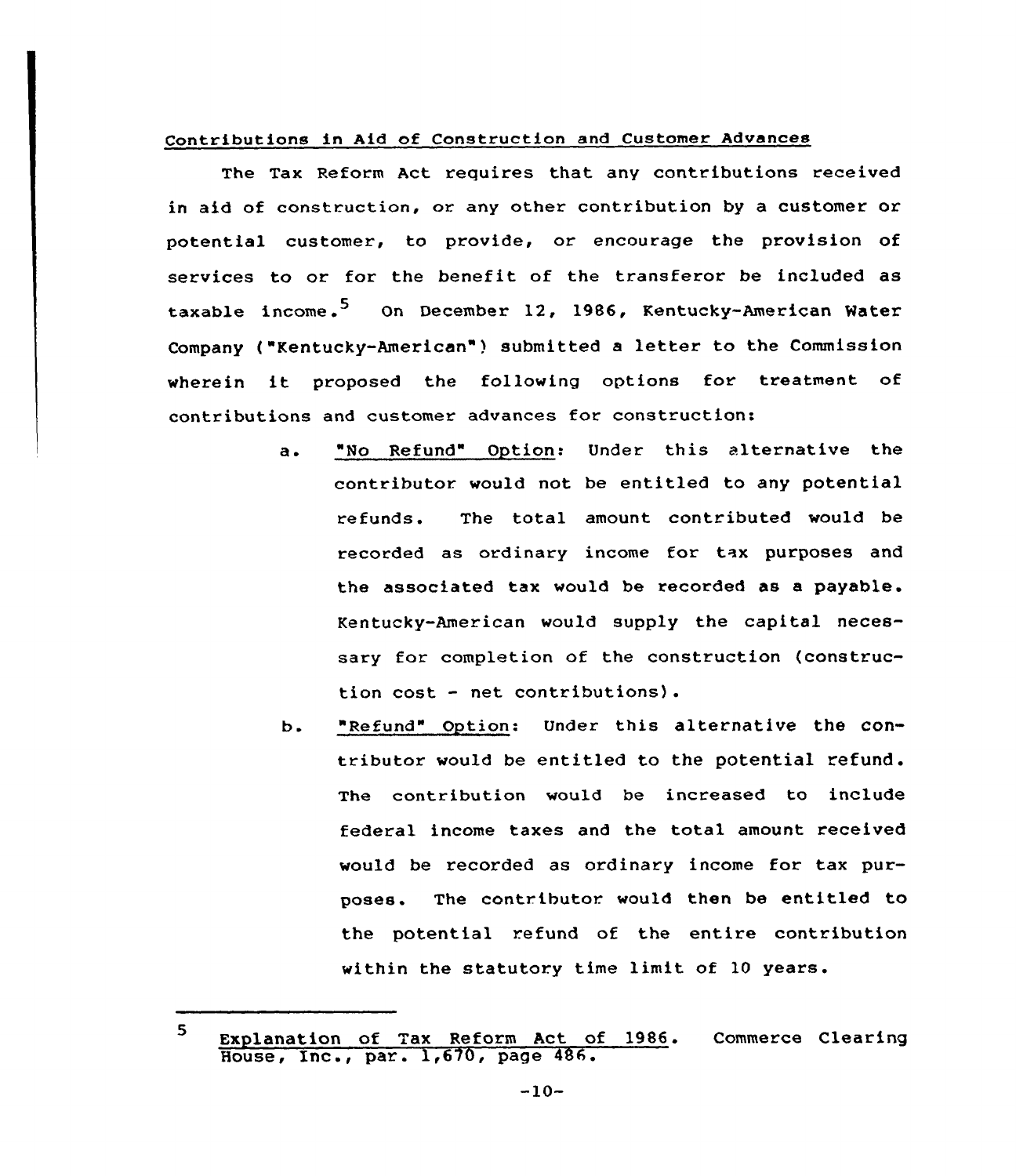Contributions in Aid of Construction and Customer Advances

The Tax Reform Act requires that any contributions received in aid of construction, or any other contribution by a customer or potential customer, to provide, or encourage the provision of services to or for the benefit of the transferor be included as taxable income.[5] On December 12, 1986, Kentucky-American Water Company ("Kentucky-American") submitted a letter to the Commission wherein it proposed the following options for treatment of contributions and customer advances for construction:

a. "No Refund" Option: Under this alternative the contributor would not be entitled to any potential refunds. The total amount contributed would be recorded as ordinary income for tax purposes and the associated tax would be recorded as a payable. Kentucky-American would supply the capital necessary for completion of the construction (construction cost - net contributions).

b. "Refund" Option: Under this alternative the contributor would be entitled to the potential refund. The contribution would be increased to include federal income taxes and the total amount received would be recorded as ordinary income for tax purposes. The contributor would then be entitled to the potential refund of the entire contribution within the statutory time limit of 10 years.

---

[5] Explanation of Tax Reform Act of 1986. Commerce Clearing House, Inc., par. 1,670, page 486.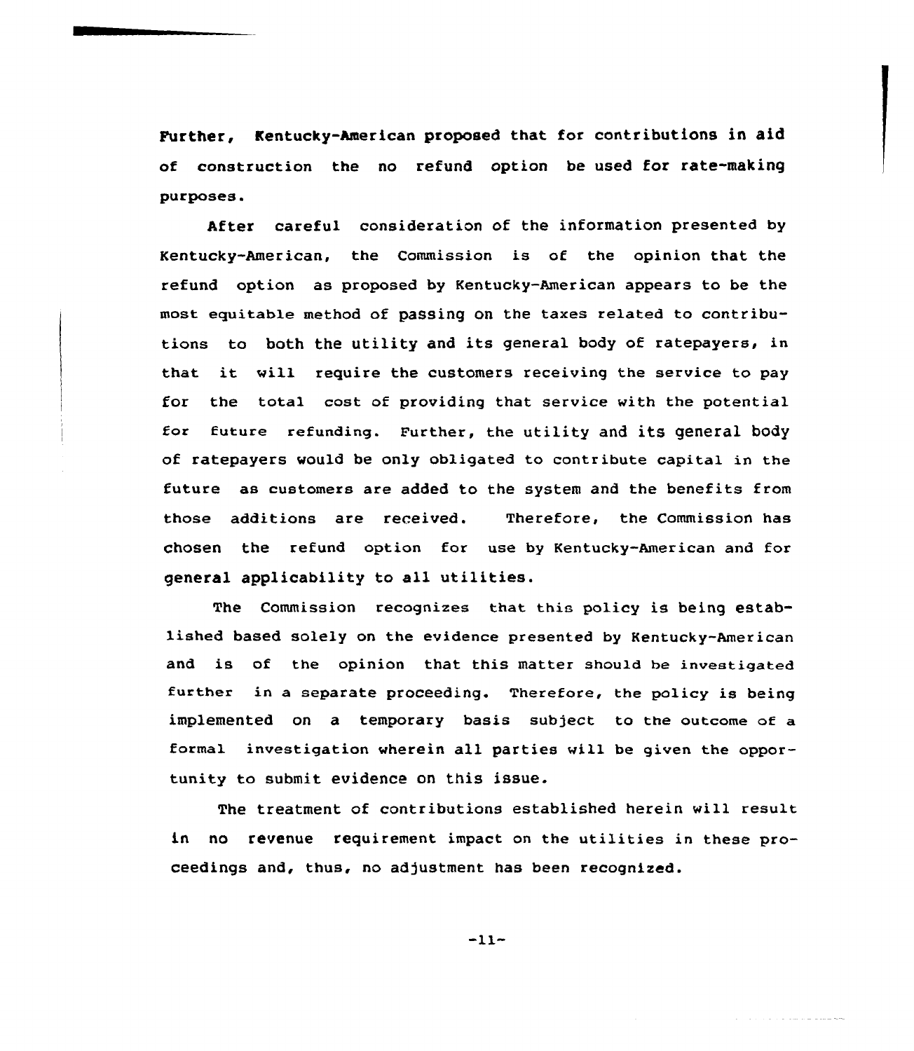Further, Kentucky-American proposed that for contributions in aid of construction the no refund option be used for rate-making purposes.

After careful consideration of the information presented by Kentucky-American, the Commission is of the opinion that the refund option as proposed by Kentucky-American appears to be the most equitable method of passing on the taxes related to contributions to both the utility and its general body of ratepayers, in that it will require the customers receiving the service to pay for the total cost of providing that service with the potential for future refunding. Further, the utility and its general body of ratepayers would be only obligated to contribute capital in the future as customers are added to the system and the benefits from those additions are received. Therefore, the Commission has chosen the refund option for use by Kentucky-American and for general applicability to all utilities.

The Commission recognizes that this policy is being established based solely on the evidence presented by Kentucky-American and is of the opinion that this matter should be investigated further in a separate proceeding. Therefore, the policy is being implemented on a temporary basis subject to the outcome of a formal investigation wherein all parties will be given the opportunity to submit evidence on this issue.

The treatment of contributions established herein will result in no revenue requirement impact on the utilities in these proceedings and, thus, no adjustment has been recognized.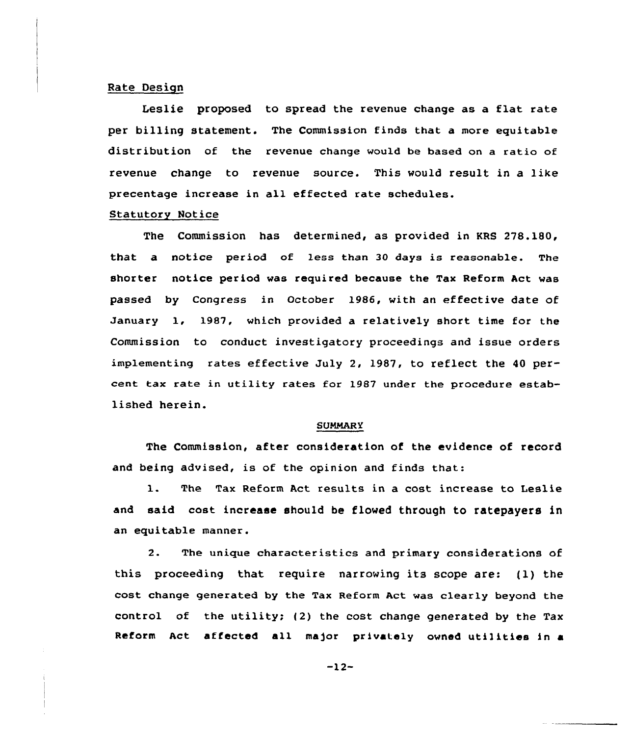Rate Design

Leslie proposed to spread the revenue change as a flat rate per billing statement. The Commission finds that a more equitable distribution of the revenue change would be based on a ratio of revenue change to revenue source. This would result in a like precentage increase in all effected rate schedules.

Statutory Notice

The Commission has determined, as provided in KRS 278.180, that a notice period of less than 30 days is reasonable. The shorter notice period was required because the Tax Reform Act was passed by Congress in October 1986, with an effective date of January 1, 1987, which provided a relatively short time for the Commission to conduct investigatory proceedings and issue orders implementing rates effective July 2, 1987, to reflect the 40 percent tax rate in utility rates for 1987 under the procedure established herein.

SUMMARY

The Commission, after consideration of the evidence of record and being advised, is of the opinion and finds that:

1. The Tax Reform Act results in a cost increase to Leslie and said cost increase should be flowed through to ratepayers in an equitable manner.

2. The unique characteristics and primary considerations of this proceeding that require narrowing its scope are: (1) the cost change generated by the Tax Reform Act was clearly beyond the control of the utility; (2) the cost change generated by the Tax Reform Act affected all major privately owned utilities in a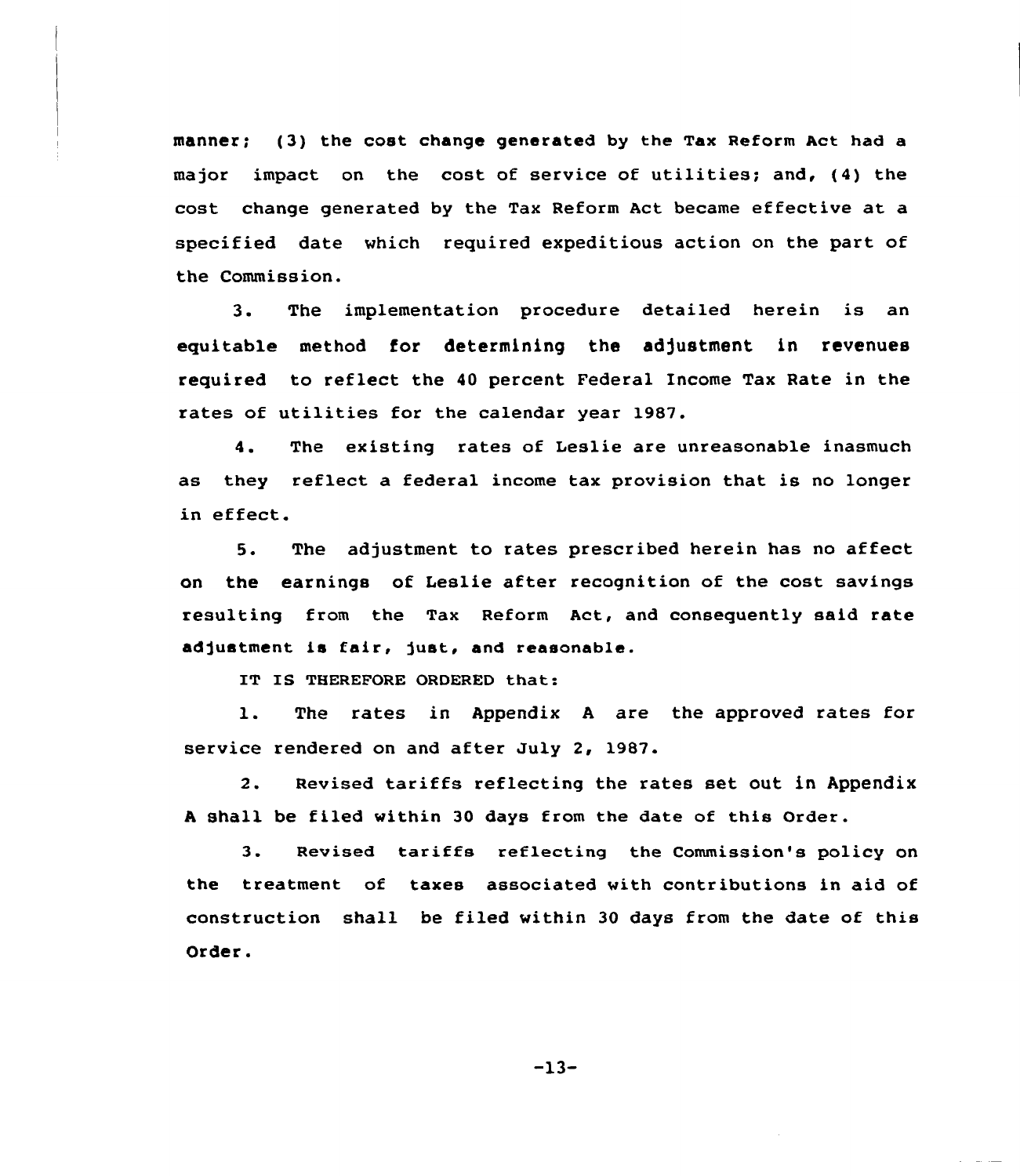manner; (3) the cost change generated by the Tax Reform Act had a major impact on the cost of service of utilities; and, (4) the cost change generated by the Tax Reform Act became effective at a specified date which required expeditious action on the part of the Commission.

3. The implementation procedure detailed herein is an equitable method for determining the adjustment in revenues required to reflect the 40 percent Federal Income Tax Rate in the rates of utilities for the calendar year 1987.

4. The existing rates of Leslie are unreasonable inasmuch as they reflect a federal income tax provision that is no longer in effect.

5. The adjustment to rates prescribed herein has no affect on the earnings of Leslie after recognition of the cost savings resulting from the Tax Reform Act, and consequently said rate adjustment is fair, just, and reasonable.

IT IS THEREFORE ORDERED that:

1. The rates in Appendix A are the approved rates for service rendered on and after July 2, 1987.

2. Revised tariffs reflecting the rates set out in Appendix A shall be filed within 30 days from the date of this Order.

3. Revised tariffs reflecting the Commission's policy on the treatment of taxes associated with contributions in aid of construction shall be filed within 30 days from the date of this Order.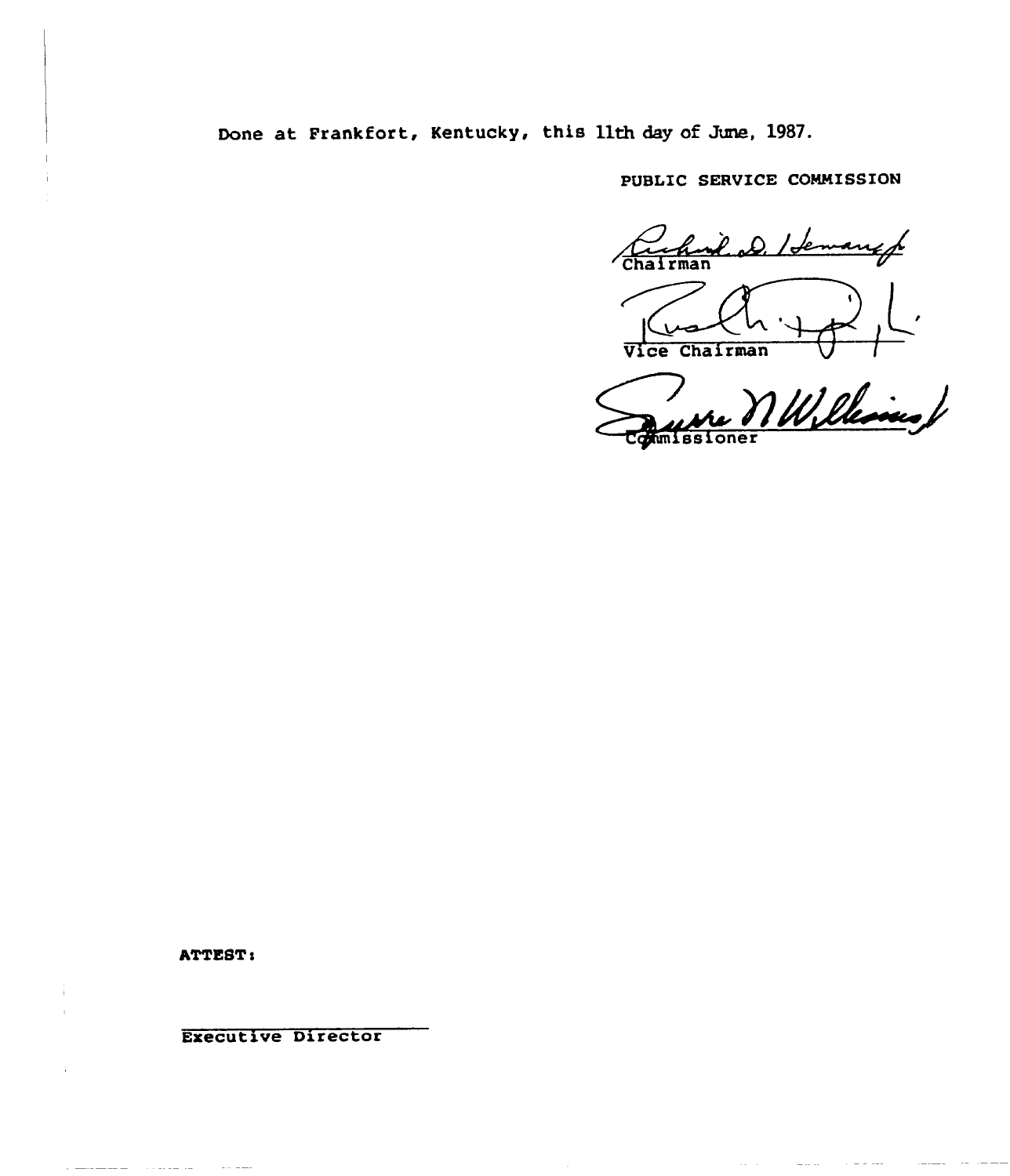Done at Frankfort, Kentucky, this 11th day of June, 1987.

PUBLIC SERVICE COMMISSION

Chairman

Vice Chairman

Commissioner

ATTEST:

Executive Director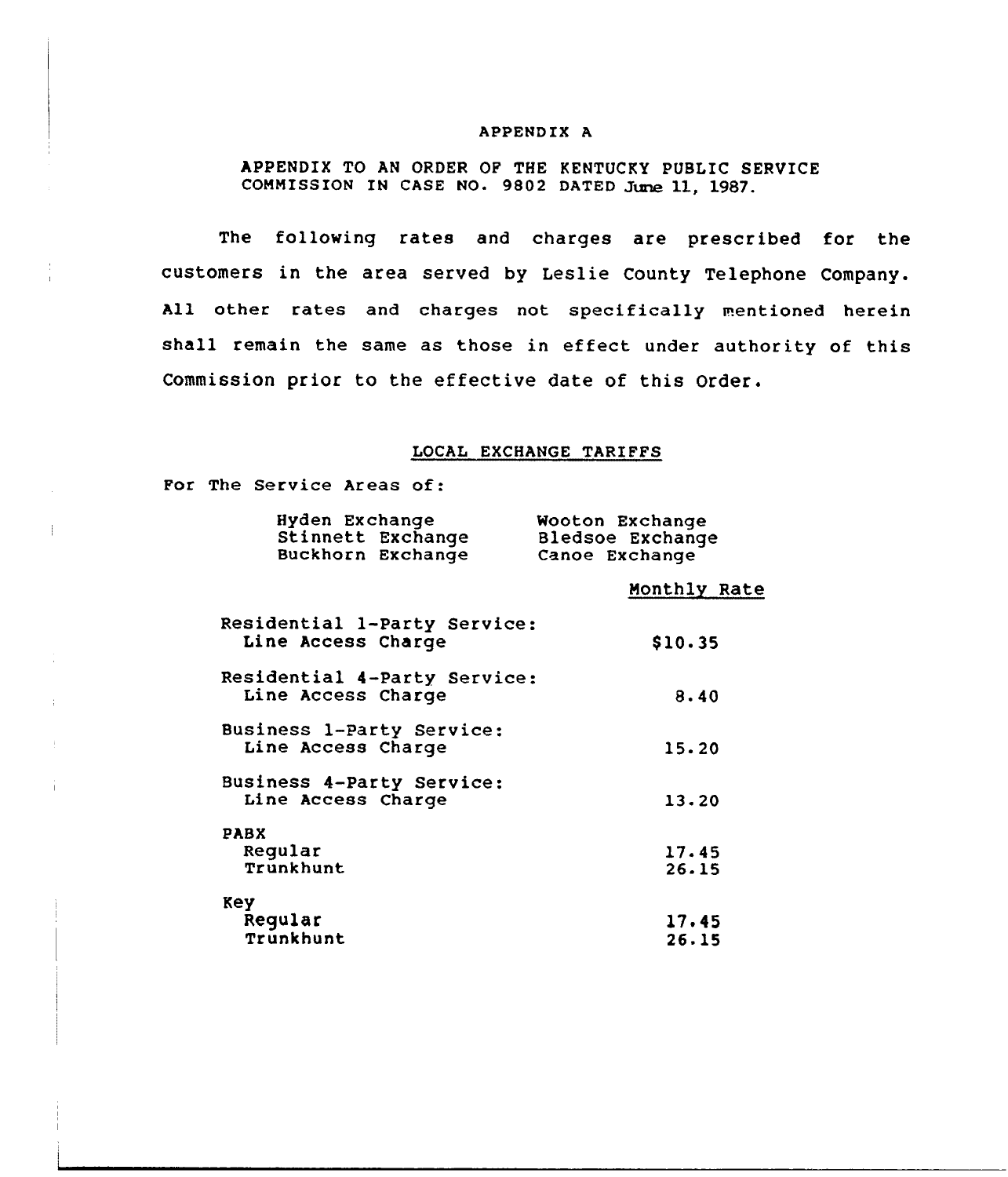# APPENDIX A

APPENDIX TO AN ORDER OF THE KENTUCKY PUBLIC SERVICE COMMISSION IN CASE NO. 9802 DATED June 11, 1987.

The following rates and charges are prescribed for the customers in the area served by Leslie County Telephone Company. All other rates and charges not specifically mentioned herein shall remain the same as those in effect under authority of this Commission prior to the effective date of this Order.

## LOCAL EXCHANGE TARIFFS

For The Service Areas of:

| | |
|---|---|
| Hyden Exchange | Wooton Exchange |
| Stinnett Exchange | Bledsoe Exchange |
| Buckhorn Exchange | Canoe Exchange |

| | Monthly Rate |
|---|---|
| Residential 1-Party Service: Line Access Charge | $10.35 |
| Residential 4-Party Service: Line Access Charge | 8.40 |
| Business 1-Party Service: Line Access Charge | 15.20 |
| Business 4-Party Service: Line Access Charge | 13.20 |
| PABX | |
| Regular | 17.45 |
| Trunkhunt | 26.15 |
| Key | |
| Regular | 17.45 |
| Trunkhunt | 26.15 |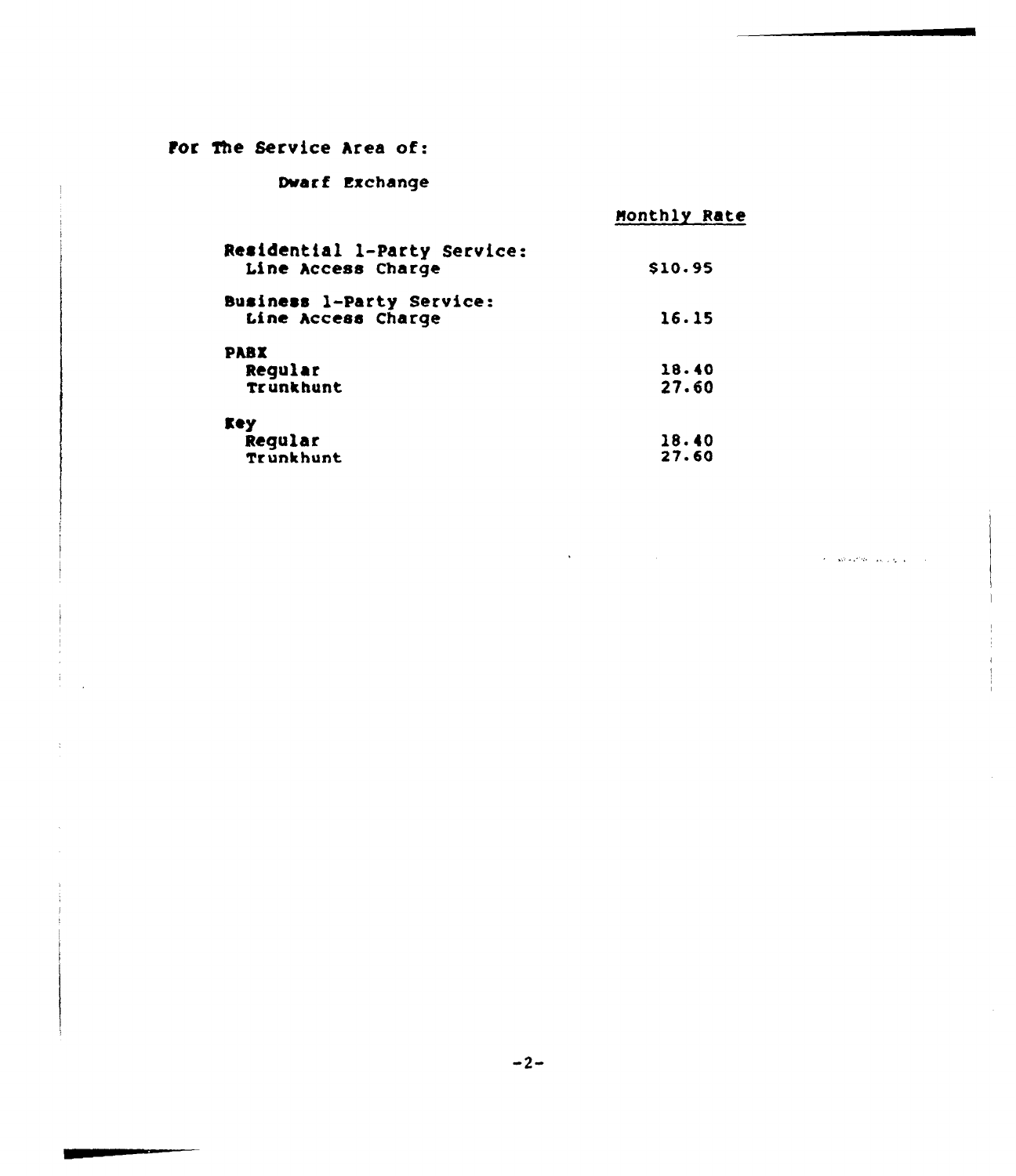For The Service Area of:

Dwarf Exchange

| | Monthly Rate |
|---|---|
| Residential 1-Party Service: | |
| Line Access Charge | $10.95 |
| Business 1-Party Service: | |
| Line Access Charge | 16.15 |
| PABX | |
| Regular | 18.40 |
| Trunkhunt | 27.60 |
| Key | |
| Regular | 18.40 |
| Trunkhunt | 27.60 |